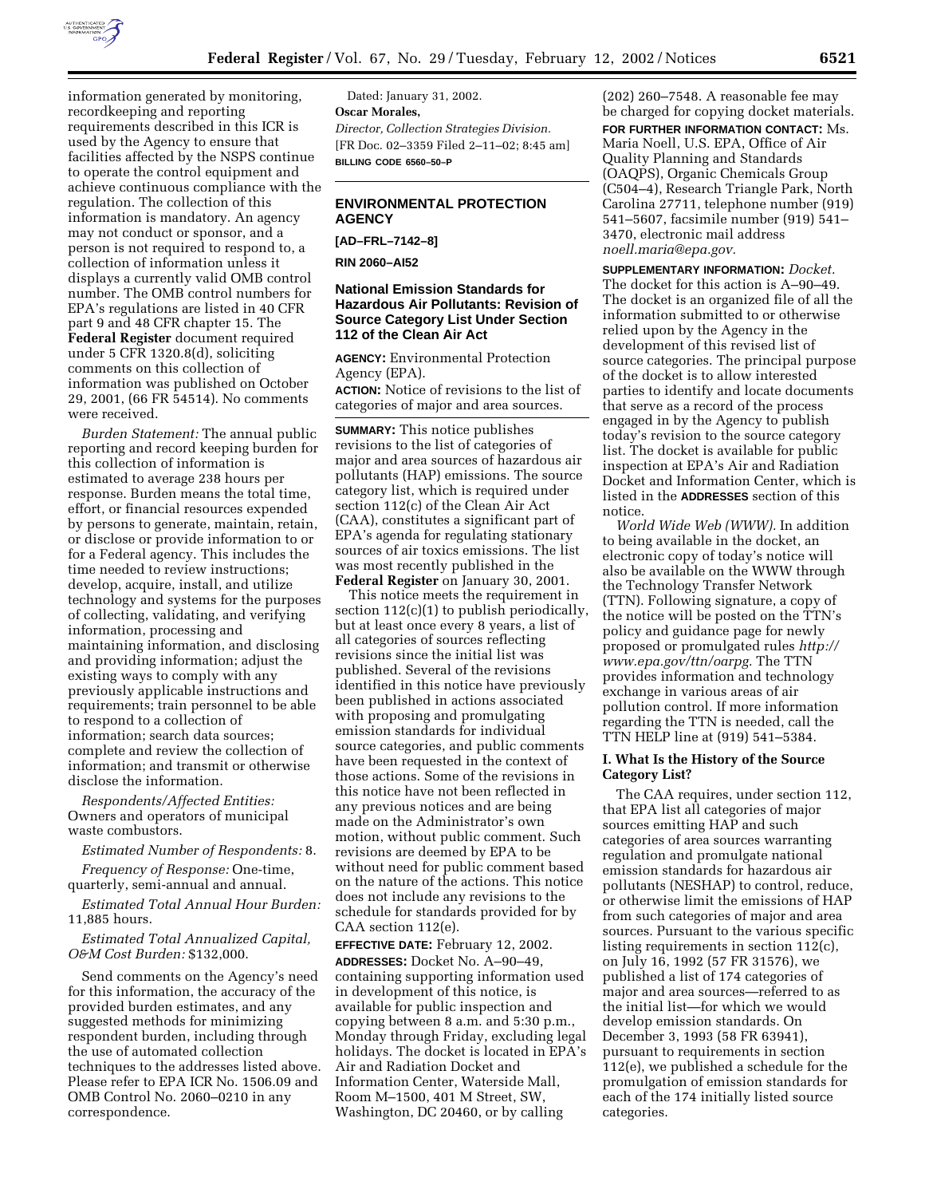information generated by monitoring, recordkeeping and reporting requirements described in this ICR is used by the Agency to ensure that facilities affected by the NSPS continue to operate the control equipment and achieve continuous compliance with the regulation. The collection of this information is mandatory. An agency may not conduct or sponsor, and a person is not required to respond to, a collection of information unless it displays a currently valid OMB control number. The OMB control numbers for EPA's regulations are listed in 40 CFR part 9 and 48 CFR chapter 15. The **Federal Register** document required under 5 CFR 1320.8(d), soliciting comments on this collection of information was published on October 29, 2001, (66 FR 54514). No comments were received.

*Burden Statement:* The annual public reporting and record keeping burden for this collection of information is estimated to average 238 hours per response. Burden means the total time, effort, or financial resources expended by persons to generate, maintain, retain, or disclose or provide information to or for a Federal agency. This includes the time needed to review instructions; develop, acquire, install, and utilize technology and systems for the purposes of collecting, validating, and verifying information, processing and maintaining information, and disclosing and providing information; adjust the existing ways to comply with any previously applicable instructions and requirements; train personnel to be able to respond to a collection of information; search data sources; complete and review the collection of information; and transmit or otherwise disclose the information.

*Respondents/Affected Entities:* Owners and operators of municipal waste combustors.

*Estimated Number of Respondents:* 8.

*Frequency of Response:* One-time, quarterly, semi-annual and annual.

*Estimated Total Annual Hour Burden:* 11,885 hours.

*Estimated Total Annualized Capital, O&M Cost Burden:* $132,000.

Send comments on the Agency's need for this information, the accuracy of the provided burden estimates, and any suggested methods for minimizing respondent burden, including through the use of automated collection techniques to the addresses listed above. Please refer to EPA ICR No. 1506.09 and OMB Control No. 2060–0210 in any correspondence.

Dated: January 31, 2002.

**Oscar Morales,**

*Director, Collection Strategies Division.*

[FR Doc. 02–3359 Filed 2–11–02; 8:45 am]

**BILLING CODE 6560–50–P**

## ENVIRONMENTAL PROTECTION AGENCY

**[AD–FRL–7142–8]**

**RIN 2060–AI52**

## National Emission Standards for Hazardous Air Pollutants: Revision of Source Category List Under Section 112 of the Clean Air Act

**AGENCY:** Environmental Protection Agency (EPA).

**ACTION:** Notice of revisions to the list of categories of major and area sources.

**SUMMARY:** This notice publishes revisions to the list of categories of major and area sources of hazardous air pollutants (HAP) emissions. The source category list, which is required under section 112(c) of the Clean Air Act (CAA), constitutes a significant part of EPA's agenda for regulating stationary sources of air toxics emissions. The list was most recently published in the **Federal Register** on January 30, 2001.

This notice meets the requirement in section 112(c)(1) to publish periodically, but at least once every 8 years, a list of all categories of sources reflecting revisions since the initial list was published. Several of the revisions identified in this notice have previously been published in actions associated with proposing and promulgating emission standards for individual source categories, and public comments have been requested in the context of those actions. Some of the revisions in this notice have not been reflected in any previous notices and are being made on the Administrator's own motion, without public comment. Such revisions are deemed by EPA to be without need for public comment based on the nature of the actions. This notice does not include any revisions to the schedule for standards provided for by CAA section 112(e).

**EFFECTIVE DATE:** February 12, 2002.

**ADDRESSES:** Docket No. A–90–49, containing supporting information used in development of this notice, is available for public inspection and copying between 8 a.m. and 5:30 p.m., Monday through Friday, excluding legal holidays. The docket is located in EPA's Air and Radiation Docket and Information Center, Waterside Mall, Room M–1500, 401 M Street, SW, Washington, DC 20460, or by calling (202) 260–7548. A reasonable fee may be charged for copying docket materials.

**FOR FURTHER INFORMATION CONTACT:** Ms. Maria Noell, U.S. EPA, Office of Air Quality Planning and Standards (OAQPS), Organic Chemicals Group (C504–4), Research Triangle Park, North Carolina 27711, telephone number (919) 541–5607, facsimile number (919) 541–3470, electronic mail address *noell.maria@epa.gov.*

**SUPPLEMENTARY INFORMATION:** *Docket.* The docket for this action is A–90–49. The docket is an organized file of all the information submitted to or otherwise relied upon by the Agency in the development of this revised list of source categories. The principal purpose of the docket is to allow interested parties to identify and locate documents that serve as a record of the process engaged in by the Agency to publish today's revision to the source category list. The docket is available for public inspection at EPA's Air and Radiation Docket and Information Center, which is listed in the **ADDRESSES** section of this notice.

*World Wide Web (WWW).* In addition to being available in the docket, an electronic copy of today's notice will also be available on the WWW through the Technology Transfer Network (TTN). Following signature, a copy of the notice will be posted on the TTN's policy and guidance page for newly proposed or promulgated rules *http://www.epa.gov/ttn/oarpg.* The TTN provides information and technology exchange in various areas of air pollution control. If more information regarding the TTN is needed, call the TTN HELP line at (919) 541–5384.

### I. What Is the History of the Source Category List?

The CAA requires, under section 112, that EPA list all categories of major sources emitting HAP and such categories of area sources warranting regulation and promulgate national emission standards for hazardous air pollutants (NESHAP) to control, reduce, or otherwise limit the emissions of HAP from such categories of major and area sources. Pursuant to the various specific listing requirements in section 112(c), on July 16, 1992 (57 FR 31576), we published a list of 174 categories of major and area sources—referred to as the initial list—for which we would develop emission standards. On December 3, 1993 (58 FR 63941), pursuant to requirements in section 112(e), we published a schedule for the promulgation of emission standards for each of the 174 initially listed source categories.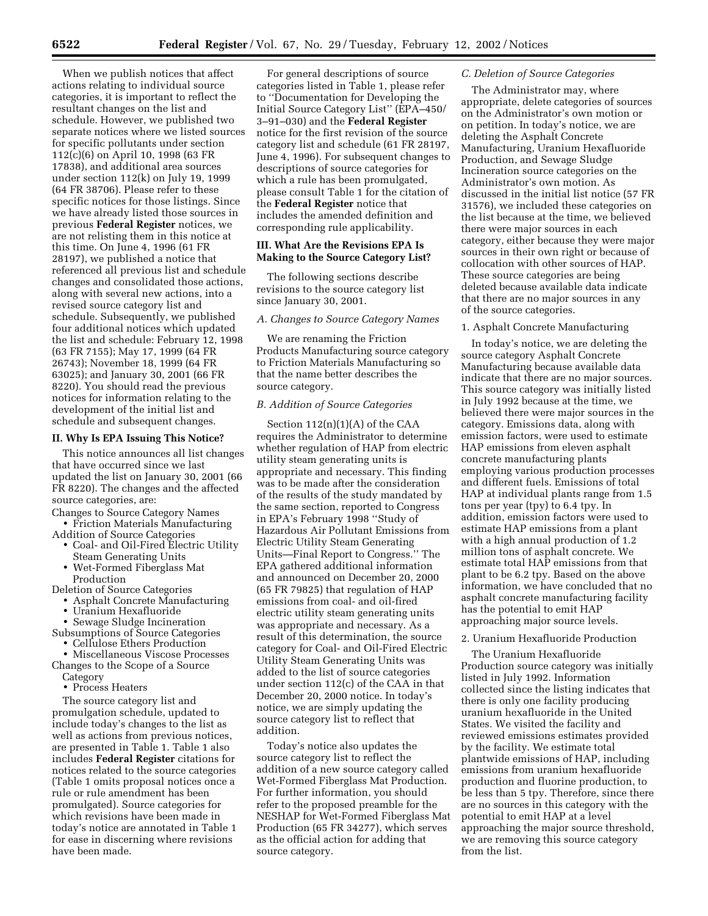When we publish notices that affect actions relating to individual source categories, it is important to reflect the resultant changes on the list and schedule. However, we published two separate notices where we listed sources for specific pollutants under section 112(c)(6) on April 10, 1998 (63 FR 17838), and additional area sources under section 112(k) on July 19, 1999 (64 FR 38706). Please refer to these specific notices for those listings. Since we have already listed those sources in previous **Federal Register** notices, we are not relisting them in this notice at this time. On June 4, 1996 (61 FR 28197), we published a notice that referenced all previous list and schedule changes and consolidated those actions, along with several new actions, into a revised source category list and schedule. Subsequently, we published four additional notices which updated the list and schedule: February 12, 1998 (63 FR 7155); May 17, 1999 (64 FR 26743); November 18, 1999 (64 FR 63025); and January 30, 2001 (66 FR 8220). You should read the previous notices for information relating to the development of the initial list and schedule and subsequent changes.

## II. Why Is EPA Issuing This Notice?

This notice announces all list changes that have occurred since we last updated the list on January 30, 2001 (66 FR 8220). The changes and the affected source categories, are:

Changes to Source Category Names
- Friction Materials Manufacturing

Addition of Source Categories
- Coal- and Oil-Fired Electric Utility Steam Generating Units
- Wet-Formed Fiberglass Mat Production

Deletion of Source Categories
- Asphalt Concrete Manufacturing
- Uranium Hexafluoride
- Sewage Sludge Incineration

Subsumptions of Source Categories
- Cellulose Ethers Production
- Miscellaneous Viscose Processes

Changes to the Scope of a Source Category
- Process Heaters

The source category list and promulgation schedule, updated to include today's changes to the list as well as actions from previous notices, are presented in Table 1. Table 1 also includes **Federal Register** citations for notices related to the source categories (Table 1 omits proposal notices once a rule or rule amendment has been promulgated). Source categories for which revisions have been made in today's notice are annotated in Table 1 for ease in discerning where revisions have been made.

For general descriptions of source categories listed in Table 1, please refer to ''Documentation for Developing the Initial Source Category List'' (EPA–450/3–91–030) and the **Federal Register** notice for the first revision of the source category list and schedule (61 FR 28197, June 4, 1996). For subsequent changes to descriptions of source categories for which a rule has been promulgated, please consult Table 1 for the citation of the **Federal Register** notice that includes the amended definition and corresponding rule applicability.

## III. What Are the Revisions EPA Is Making to the Source Category List?

The following sections describe revisions to the source category list since January 30, 2001.

### *A. Changes to Source Category Names*

We are renaming the Friction Products Manufacturing source category to Friction Materials Manufacturing so that the name better describes the source category.

### *B. Addition of Source Categories*

Section 112(n)(1)(A) of the CAA requires the Administrator to determine whether regulation of HAP from electric utility steam generating units is appropriate and necessary. This finding was to be made after the consideration of the results of the study mandated by the same section, reported to Congress in EPA's February 1998 ''Study of Hazardous Air Pollutant Emissions from Electric Utility Steam Generating Units—Final Report to Congress.'' The EPA gathered additional information and announced on December 20, 2000 (65 FR 79825) that regulation of HAP emissions from coal- and oil-fired electric utility steam generating units was appropriate and necessary. As a result of this determination, the source category for Coal- and Oil-Fired Electric Utility Steam Generating Units was added to the list of source categories under section 112(c) of the CAA in that December 20, 2000 notice. In today's notice, we are simply updating the source category list to reflect that addition.

Today's notice also updates the source category list to reflect the addition of a new source category called Wet-Formed Fiberglass Mat Production. For further information, you should refer to the proposed preamble for the NESHAP for Wet-Formed Fiberglass Mat Production (65 FR 34277), which serves as the official action for adding that source category.

### *C. Deletion of Source Categories*

The Administrator may, where appropriate, delete categories of sources on the Administrator's own motion or on petition. In today's notice, we are deleting the Asphalt Concrete Manufacturing, Uranium Hexafluoride Production, and Sewage Sludge Incineration source categories on the Administrator's own motion. As discussed in the initial list notice (57 FR 31576), we included these categories on the list because at the time, we believed there were major sources in each category, either because they were major sources in their own right or because of collocation with other sources of HAP. These source categories are being deleted because available data indicate that there are no major sources in any of the source categories.

#### 1. Asphalt Concrete Manufacturing

In today's notice, we are deleting the source category Asphalt Concrete Manufacturing because available data indicate that there are no major sources. This source category was initially listed in July 1992 because at the time, we believed there were major sources in the category. Emissions data, along with emission factors, were used to estimate HAP emissions from eleven asphalt concrete manufacturing plants employing various production processes and different fuels. Emissions of total HAP at individual plants range from 1.5 tons per year (tpy) to 6.4 tpy. In addition, emission factors were used to estimate HAP emissions from a plant with a high annual production of 1.2 million tons of asphalt concrete. We estimate total HAP emissions from that plant to be 6.2 tpy. Based on the above information, we have concluded that no asphalt concrete manufacturing facility has the potential to emit HAP approaching major source levels.

#### 2. Uranium Hexafluoride Production

The Uranium Hexafluoride Production source category was initially listed in July 1992. Information collected since the listing indicates that there is only one facility producing uranium hexafluoride in the United States. We visited the facility and reviewed emissions estimates provided by the facility. We estimate total plantwide emissions of HAP, including emissions from uranium hexafluoride production and fluorine production, to be less than 5 tpy. Therefore, since there are no sources in this category with the potential to emit HAP at a level approaching the major source threshold, we are removing this source category from the list.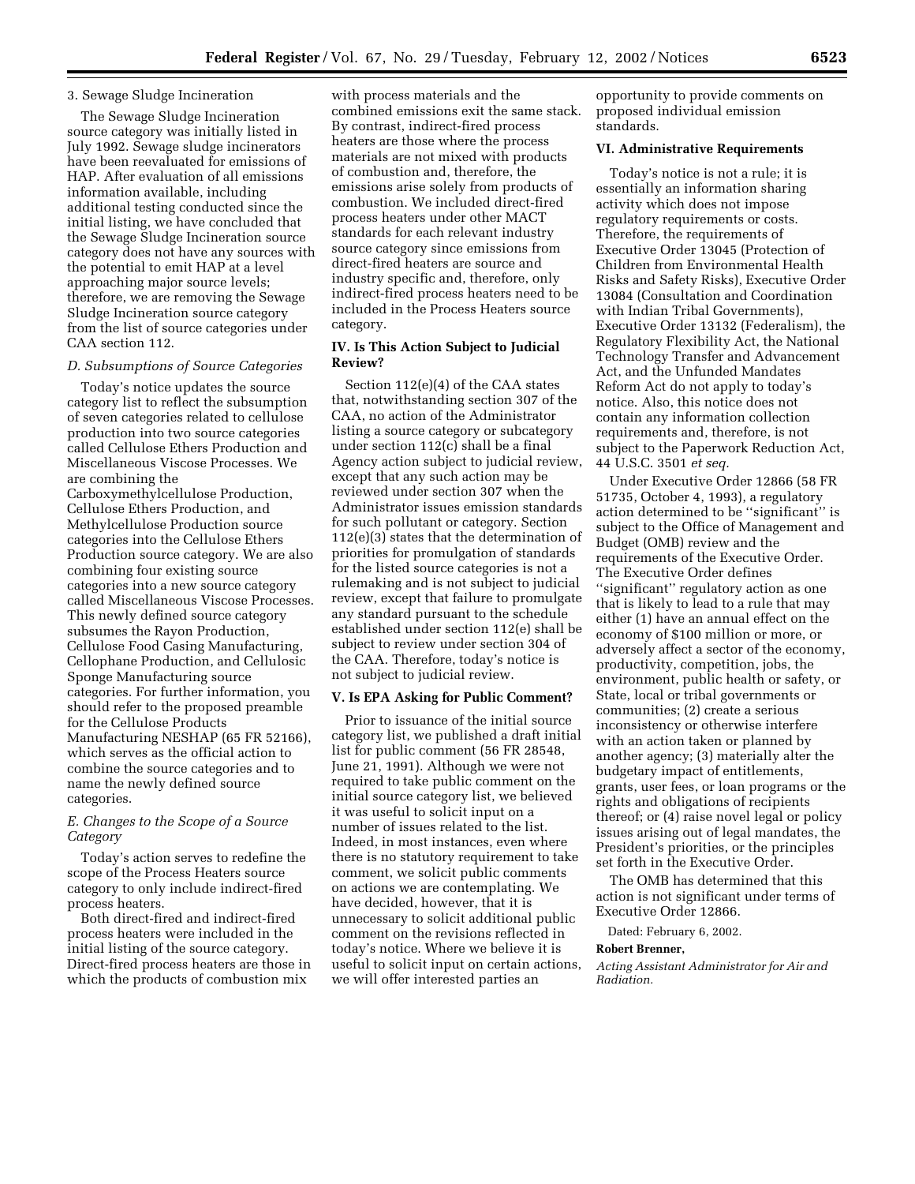3. Sewage Sludge Incineration

The Sewage Sludge Incineration source category was initially listed in July 1992. Sewage sludge incinerators have been reevaluated for emissions of HAP. After evaluation of all emissions information available, including additional testing conducted since the initial listing, we have concluded that the Sewage Sludge Incineration source category does not have any sources with the potential to emit HAP at a level approaching major source levels; therefore, we are removing the Sewage Sludge Incineration source category from the list of source categories under CAA section 112.

*D. Subsumptions of Source Categories*

Today's notice updates the source category list to reflect the subsumption of seven categories related to cellulose production into two source categories called Cellulose Ethers Production and Miscellaneous Viscose Processes. We are combining the Carboxymethylcellulose Production, Cellulose Ethers Production, and Methylcellulose Production source categories into the Cellulose Ethers Production source category. We are also combining four existing source categories into a new source category called Miscellaneous Viscose Processes. This newly defined source category subsumes the Rayon Production, Cellulose Food Casing Manufacturing, Cellophane Production, and Cellulosic Sponge Manufacturing source categories. For further information, you should refer to the proposed preamble for the Cellulose Products Manufacturing NESHAP (65 FR 52166), which serves as the official action to combine the source categories and to name the newly defined source categories.

*E. Changes to the Scope of a Source Category*

Today's action serves to redefine the scope of the Process Heaters source category to only include indirect-fired process heaters.

Both direct-fired and indirect-fired process heaters were included in the initial listing of the source category. Direct-fired process heaters are those in which the products of combustion mix with process materials and the combined emissions exit the same stack. By contrast, indirect-fired process heaters are those where the process materials are not mixed with products of combustion and, therefore, the emissions arise solely from products of combustion. We included direct-fired process heaters under other MACT standards for each relevant industry source category since emissions from direct-fired heaters are source and industry specific and, therefore, only indirect-fired process heaters need to be included in the Process Heaters source category.

## IV. Is This Action Subject to Judicial Review?

Section 112(e)(4) of the CAA states that, notwithstanding section 307 of the CAA, no action of the Administrator listing a source category or subcategory under section 112(c) shall be a final Agency action subject to judicial review, except that any such action may be reviewed under section 307 when the Administrator issues emission standards for such pollutant or category. Section 112(e)(3) states that the determination of priorities for promulgation of standards for the listed source categories is not a rulemaking and is not subject to judicial review, except that failure to promulgate any standard pursuant to the schedule established under section 112(e) shall be subject to review under section 304 of the CAA. Therefore, today's notice is not subject to judicial review.

## V. Is EPA Asking for Public Comment?

Prior to issuance of the initial source category list, we published a draft initial list for public comment (56 FR 28548, June 21, 1991). Although we were not required to take public comment on the initial source category list, we believed it was useful to solicit input on a number of issues related to the list. Indeed, in most instances, even where there is no statutory requirement to take comment, we solicit public comments on actions we are contemplating. We have decided, however, that it is unnecessary to solicit additional public comment on the revisions reflected in today's notice. Where we believe it is useful to solicit input on certain actions, we will offer interested parties an opportunity to provide comments on proposed individual emission standards.

## VI. Administrative Requirements

Today's notice is not a rule; it is essentially an information sharing activity which does not impose regulatory requirements or costs. Therefore, the requirements of Executive Order 13045 (Protection of Children from Environmental Health Risks and Safety Risks), Executive Order 13084 (Consultation and Coordination with Indian Tribal Governments), Executive Order 13132 (Federalism), the Regulatory Flexibility Act, the National Technology Transfer and Advancement Act, and the Unfunded Mandates Reform Act do not apply to today's notice. Also, this notice does not contain any information collection requirements and, therefore, is not subject to the Paperwork Reduction Act, 44 U.S.C. 3501 *et seq.*

Under Executive Order 12866 (58 FR 51735, October 4, 1993), a regulatory action determined to be "significant" is subject to the Office of Management and Budget (OMB) review and the requirements of the Executive Order. The Executive Order defines "significant" regulatory action as one that is likely to lead to a rule that may either (1) have an annual effect on the economy of $100 million or more, or adversely affect a sector of the economy, productivity, competition, jobs, the environment, public health or safety, or State, local or tribal governments or communities; (2) create a serious inconsistency or otherwise interfere with an action taken or planned by another agency; (3) materially alter the budgetary impact of entitlements, grants, user fees, or loan programs or the rights and obligations of recipients thereof; or (4) raise novel legal or policy issues arising out of legal mandates, the President's priorities, or the principles set forth in the Executive Order.

The OMB has determined that this action is not significant under terms of Executive Order 12866.

Dated: February 6, 2002.

**Robert Brenner,**

*Acting Assistant Administrator for Air and Radiation.*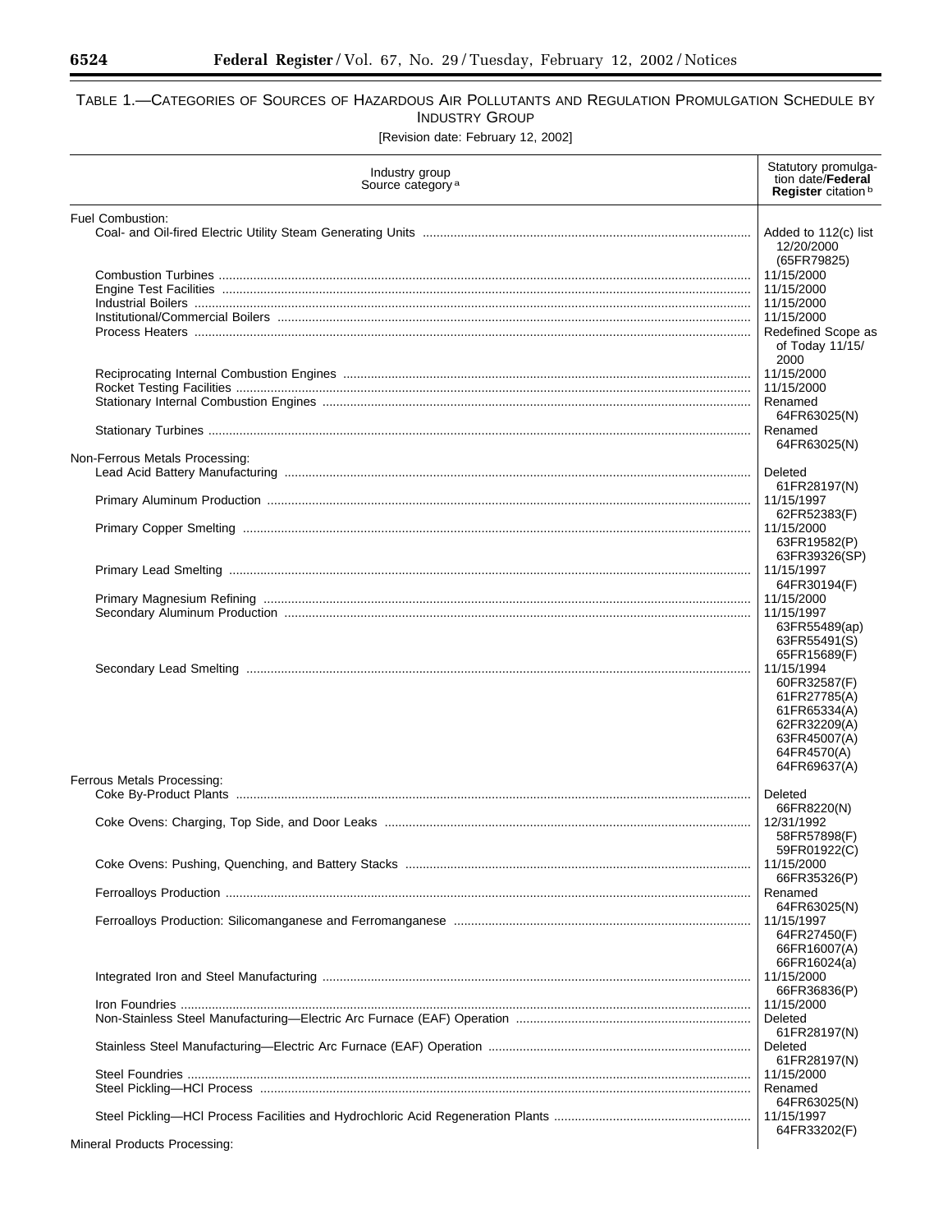TABLE 1.—CATEGORIES OF SOURCES OF HAZARDOUS AIR POLLUTANTS AND REGULATION PROMULGATION SCHEDULE BY INDUSTRY GROUP

[Revision date: February 12, 2002]

| Industry group<br>Source category [a] | Statutory promulgation date/**Federal Register** citation [b] |
|---|---|
| Fuel Combustion: | |
| Coal- and Oil-fired Electric Utility Steam Generating Units | Added to 112(c) list 12/20/2000 (65FR79825) |
| Combustion Turbines | 11/15/2000 |
| Engine Test Facilities | 11/15/2000 |
| Industrial Boilers | 11/15/2000 |
| Institutional/Commercial Boilers | 11/15/2000 |
| Process Heaters | Redefined Scope as of Today 11/15/2000 |
| Reciprocating Internal Combustion Engines | 11/15/2000 |
| Rocket Testing Facilities | 11/15/2000 |
| Stationary Internal Combustion Engines | Renamed 64FR63025(N) |
| Stationary Turbines | Renamed 64FR63025(N) |
| Non-Ferrous Metals Processing: | |
| Lead Acid Battery Manufacturing | Deleted 61FR28197(N) |
| Primary Aluminum Production | 11/15/1997 62FR52383(F) |
| Primary Copper Smelting | 11/15/2000 63FR19582(P) 63FR39326(SP) |
| Primary Lead Smelting | 11/15/1997 64FR30194(F) |
| Primary Magnesium Refining | 11/15/2000 |
| Secondary Aluminum Production | 11/15/1997 63FR55489(ap) 63FR55491(S) 65FR15689(F) |
| Secondary Lead Smelting | 11/15/1994 60FR32587(F) 61FR27785(A) 61FR65334(A) 62FR32209(A) 63FR45007(A) 64FR4570(A) 64FR69637(A) |
| Ferrous Metals Processing: | |
| Coke By-Product Plants | Deleted 66FR8220(N) |
| Coke Ovens: Charging, Top Side, and Door Leaks | 12/31/1992 58FR57898(F) 59FR01922(C) |
| Coke Ovens: Pushing, Quenching, and Battery Stacks | 11/15/2000 66FR35326(P) |
| Ferroalloys Production | Renamed 64FR63025(N) |
| Ferroalloys Production: Silicomanganese and Ferromanganese | 11/15/1997 64FR27450(F) 66FR16007(A) 66FR16024(a) |
| Integrated Iron and Steel Manufacturing | 11/15/2000 66FR36836(P) |
| Iron Foundries | 11/15/2000 |
| Non-Stainless Steel Manufacturing—Electric Arc Furnace (EAF) Operation | Deleted 61FR28197(N) |
| Stainless Steel Manufacturing—Electric Arc Furnace (EAF) Operation | Deleted 61FR28197(N) |
| Steel Foundries | 11/15/2000 |
| Steel Pickling—HCl Process | Renamed 64FR63025(N) |
| Steel Pickling—HCl Process Facilities and Hydrochloric Acid Regeneration Plants | 11/15/1997 64FR33202(F) |
| Mineral Products Processing: | |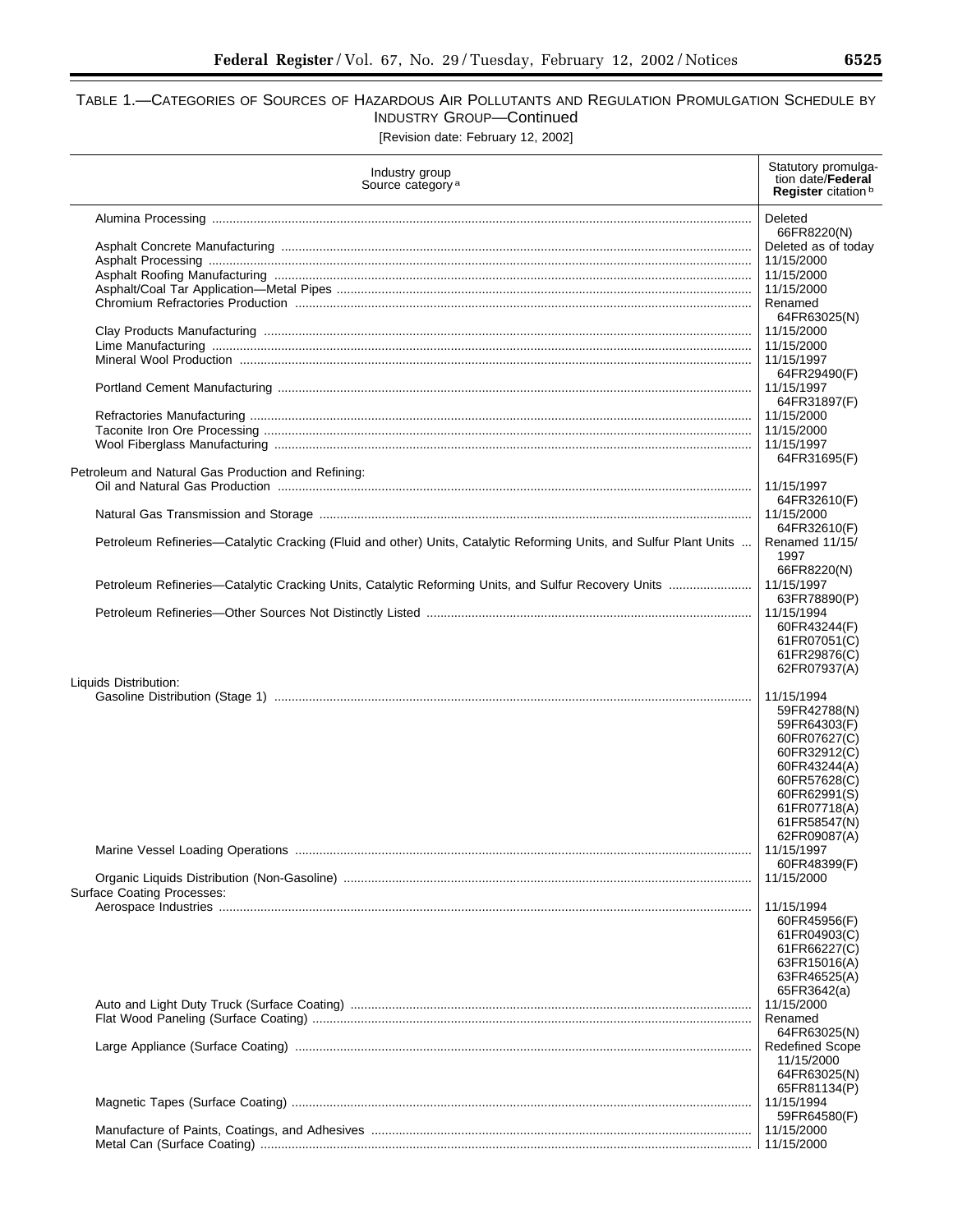# TABLE 1.—CATEGORIES OF SOURCES OF HAZARDOUS AIR POLLUTANTS AND REGULATION PROMULGATION SCHEDULE BY INDUSTRY GROUP—Continued

[Revision date: February 12, 2002]

| Industry group Source category [a] | Statutory promulgation date/**Federal Register** citation [b] |
|---|---|
| Alumina Processing | Deleted 66FR8220(N) |
| Asphalt Concrete Manufacturing | Deleted as of today |
| Asphalt Processing | 11/15/2000 |
| Asphalt Roofing Manufacturing | 11/15/2000 |
| Asphalt/Coal Tar Application—Metal Pipes | 11/15/2000 |
| Chromium Refractories Production | Renamed 64FR63025(N) |
| Clay Products Manufacturing | 11/15/2000 |
| Lime Manufacturing | 11/15/2000 |
| Mineral Wool Production | 11/15/1997 64FR29490(F) |
| Portland Cement Manufacturing | 11/15/1997 64FR31897(F) |
| Refractories Manufacturing | 11/15/2000 |
| Taconite Iron Ore Processing | 11/15/2000 |
| Wool Fiberglass Manufacturing | 11/15/1997 64FR31695(F) |
| Petroleum and Natural Gas Production and Refining: | |
| Oil and Natural Gas Production | 11/15/1997 64FR32610(F) |
| Natural Gas Transmission and Storage | 11/15/2000 64FR32610(F) |
| Petroleum Refineries—Catalytic Cracking (Fluid and other) Units, Catalytic Reforming Units, and Sulfur Plant Units | Renamed 11/15/1997 66FR8220(N) |
| Petroleum Refineries—Catalytic Cracking Units, Catalytic Reforming Units, and Sulfur Recovery Units | 11/15/1997 63FR78890(P) |
| Petroleum Refineries—Other Sources Not Distinctly Listed | 11/15/1994 60FR43244(F) 61FR07051(C) 61FR29876(C) 62FR07937(A) |
| Liquids Distribution: | |
| Gasoline Distribution (Stage 1) | 11/15/1994 59FR42788(N) 59FR64303(F) 60FR07627(C) 60FR32912(C) 60FR43244(A) 60FR57628(C) 60FR62991(S) 61FR07718(A) 61FR58547(N) 62FR09087(A) |
| Marine Vessel Loading Operations | 11/15/1997 60FR48399(F) |
| Organic Liquids Distribution (Non-Gasoline) | 11/15/2000 |
| Surface Coating Processes: | |
| Aerospace Industries | 11/15/1994 60FR45956(F) 61FR04903(C) 61FR66227(C) 63FR15016(A) 63FR46525(A) 65FR3642(a) |
| Auto and Light Duty Truck (Surface Coating) | 11/15/2000 |
| Flat Wood Paneling (Surface Coating) | Renamed 64FR63025(N) |
| Large Appliance (Surface Coating) | Redefined Scope 11/15/2000 64FR63025(N) 65FR81134(P) |
| Magnetic Tapes (Surface Coating) | 11/15/1994 59FR64580(F) |
| Manufacture of Paints, Coatings, and Adhesives | 11/15/2000 |
| Metal Can (Surface Coating) | 11/15/2000 |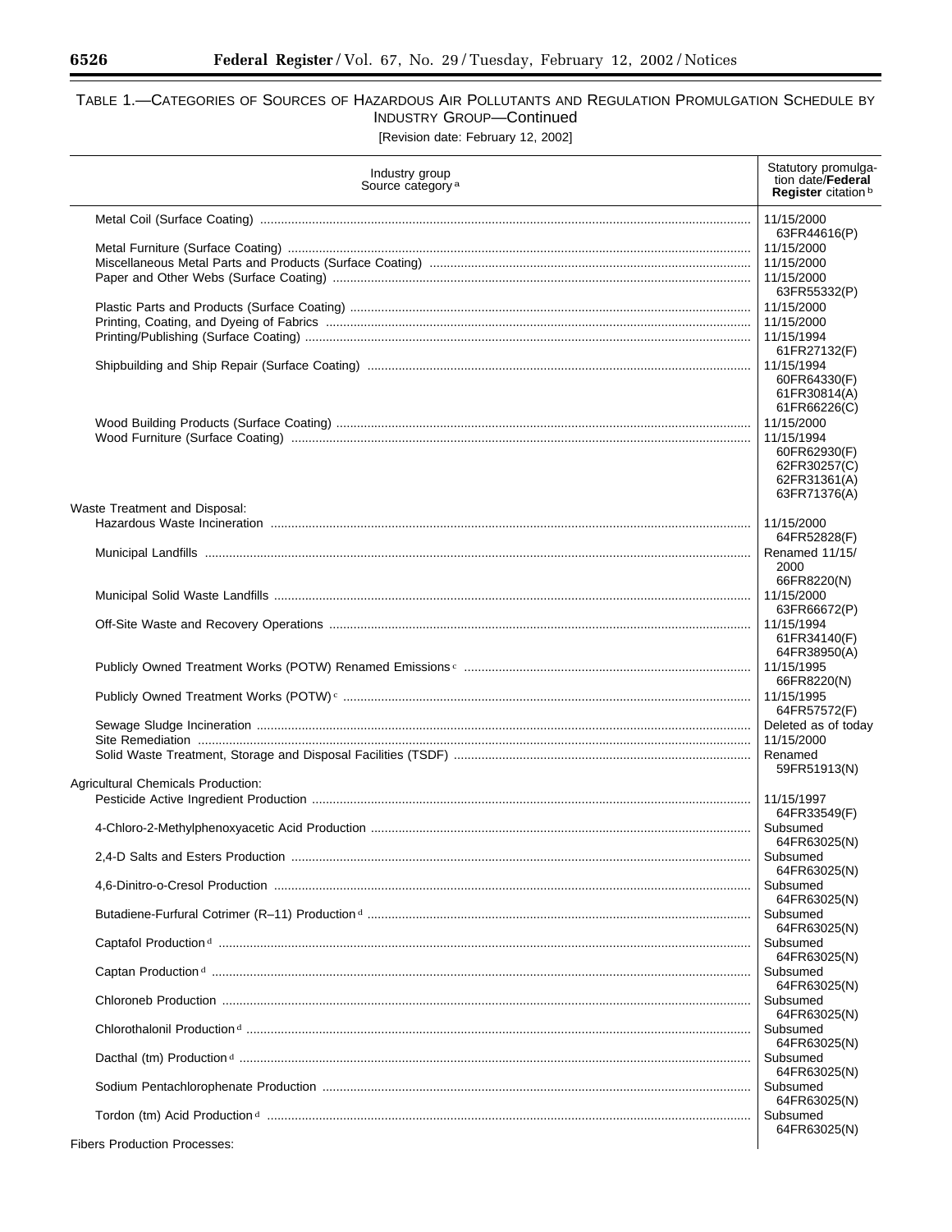TABLE 1.—CATEGORIES OF SOURCES OF HAZARDOUS AIR POLLUTANTS AND REGULATION PROMULGATION SCHEDULE BY INDUSTRY GROUP—Continued

[Revision date: February 12, 2002]

| Industry group<br>Source category [a] | Statutory promulgation date/**Federal Register** citation [b] |
|---|---|
| Metal Coil (Surface Coating) | 11/15/2000<br>63FR44616(P) |
| Metal Furniture (Surface Coating) | 11/15/2000 |
| Miscellaneous Metal Parts and Products (Surface Coating) | 11/15/2000 |
| Paper and Other Webs (Surface Coating) | 11/15/2000<br>63FR55332(P) |
| Plastic Parts and Products (Surface Coating) | 11/15/2000 |
| Printing, Coating, and Dyeing of Fabrics | 11/15/2000 |
| Printing/Publishing (Surface Coating) | 11/15/1994<br>61FR27132(F) |
| Shipbuilding and Ship Repair (Surface Coating) | 11/15/1994<br>60FR64330(F)<br>61FR30814(A)<br>61FR66226(C) |
| Wood Building Products (Surface Coating) | 11/15/2000 |
| Wood Furniture (Surface Coating) | 11/15/1994<br>60FR62930(F)<br>62FR30257(C)<br>62FR31361(A)<br>63FR71376(A) |
| Waste Treatment and Disposal: | |
| Hazardous Waste Incineration | 11/15/2000<br>64FR52828(F) |
| Municipal Landfills | Renamed 11/15/2000<br>66FR8220(N) |
| Municipal Solid Waste Landfills | 11/15/2000<br>63FR66672(P) |
| Off-Site Waste and Recovery Operations | 11/15/1994<br>61FR34140(F)<br>64FR38950(A) |
| Publicly Owned Treatment Works (POTW) Renamed Emissions [c] | 11/15/1995<br>66FR8220(N) |
| Publicly Owned Treatment Works (POTW) [c] | 11/15/1995<br>64FR57572(F) |
| Sewage Sludge Incineration | Deleted as of today |
| Site Remediation | 11/15/2000 |
| Solid Waste Treatment, Storage and Disposal Facilities (TSDF) | Renamed<br>59FR51913(N) |
| Agricultural Chemicals Production: | |
| Pesticide Active Ingredient Production | 11/15/1997<br>64FR33549(F) |
| 4-Chloro-2-Methylphenoxyacetic Acid Production | Subsumed<br>64FR63025(N) |
| 2,4-D Salts and Esters Production | Subsumed<br>64FR63025(N) |
| 4,6-Dinitro-o-Cresol Production | Subsumed<br>64FR63025(N) |
| Butadiene-Furfural Cotrimer (R–11) Production [d] | Subsumed<br>64FR63025(N) |
| Captafol Production [d] | Subsumed<br>64FR63025(N) |
| Captan Production [d] | Subsumed<br>64FR63025(N) |
| Chloroneb Production | Subsumed<br>64FR63025(N) |
| Chlorothalonil Production [d] | Subsumed<br>64FR63025(N) |
| Dacthal (tm) Production [d] | Subsumed<br>64FR63025(N) |
| Sodium Pentachlorophenate Production | Subsumed<br>64FR63025(N) |
| Tordon (tm) Acid Production [d] | Subsumed<br>64FR63025(N) |
| Fibers Production Processes: | |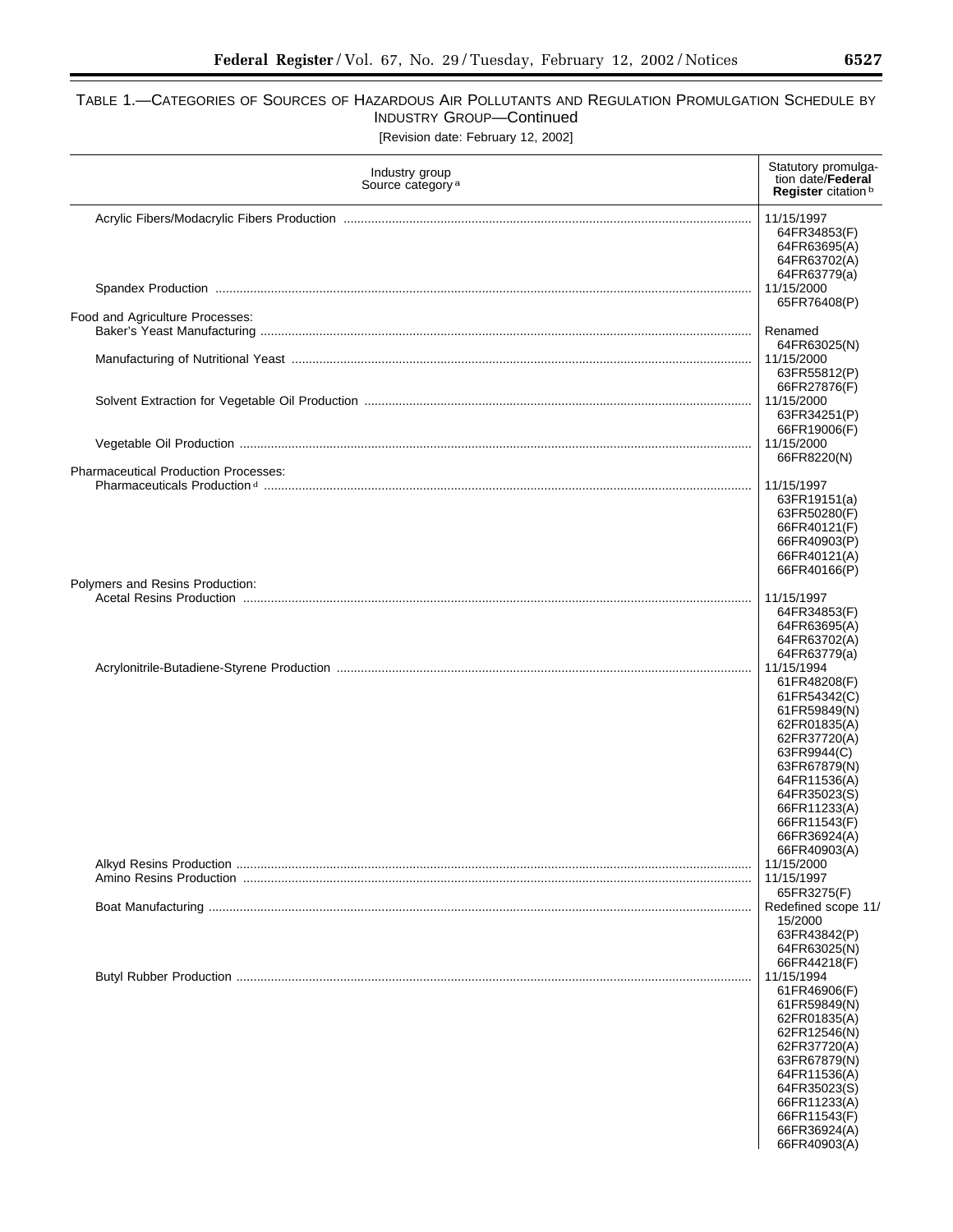TABLE 1.—CATEGORIES OF SOURCES OF HAZARDOUS AIR POLLUTANTS AND REGULATION PROMULGATION SCHEDULE BY INDUSTRY GROUP—Continued

[Revision date: February 12, 2002]

| Industry group Source category [a] | Statutory promulgation date/**Federal Register** citation [b] |
| --- | --- |
| Acrylic Fibers/Modacrylic Fibers Production | 11/15/1997 64FR34853(F) 64FR63695(A) 64FR63702(A) 64FR63779(a) |
| Spandex Production | 11/15/2000 65FR76408(P) |
| Food and Agriculture Processes: | |
| Baker's Yeast Manufacturing | Renamed 64FR63025(N) |
| Manufacturing of Nutritional Yeast | 11/15/2000 63FR55812(P) 66FR27876(F) |
| Solvent Extraction for Vegetable Oil Production | 11/15/2000 63FR34251(P) 66FR19006(F) |
| Vegetable Oil Production | 11/15/2000 66FR8220(N) |
| Pharmaceutical Production Processes: | |
| Pharmaceuticals Production [d] | 11/15/1997 63FR19151(a) 63FR50280(F) 66FR40121(F) 66FR40903(P) 66FR40121(A) 66FR40166(P) |
| Polymers and Resins Production: | |
| Acetal Resins Production | 11/15/1997 64FR34853(F) 64FR63695(A) 64FR63702(A) 64FR63779(a) |
| Acrylonitrile-Butadiene-Styrene Production | 11/15/1994 61FR48208(F) 61FR54342(C) 61FR59849(N) 62FR01835(A) 62FR37720(A) 63FR9944(C) 63FR67879(N) 64FR11536(A) 64FR35023(S) 66FR11233(A) 66FR11543(F) 66FR36924(A) 66FR40903(A) |
| Alkyd Resins Production | 11/15/2000 |
| Amino Resins Production | 11/15/1997 65FR3275(F) |
| Boat Manufacturing | Redefined scope 11/15/2000 63FR43842(P) 64FR63025(N) 66FR44218(F) |
| Butyl Rubber Production | 11/15/1994 61FR46906(F) 61FR59849(N) 62FR01835(A) 62FR12546(N) 62FR37720(A) 63FR67879(N) 64FR11536(A) 64FR35023(S) 66FR11233(A) 66FR11543(F) 66FR36924(A) 66FR40903(A) |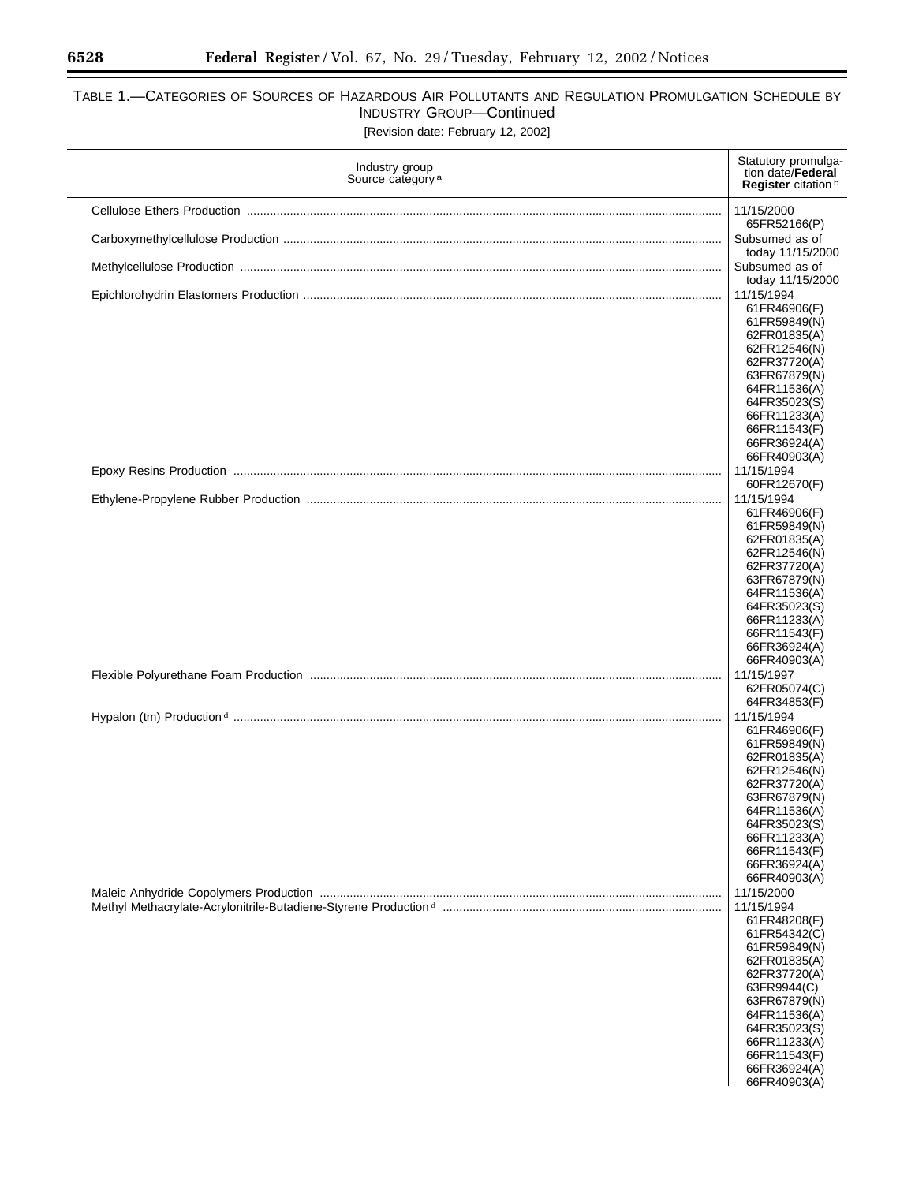TABLE 1.—CATEGORIES OF SOURCES OF HAZARDOUS AIR POLLUTANTS AND REGULATION PROMULGATION SCHEDULE BY INDUSTRY GROUP—Continued

[Revision date: February 12, 2002]

| Industry group Source category [a] | Statutory promulgation date/**Federal Register** citation [b] |
| --- | --- |
| Cellulose Ethers Production | 11/15/2000 65FR52166(P) |
| Carboxymethylcellulose Production | Subsumed as of today 11/15/2000 |
| Methylcellulose Production | Subsumed as of today 11/15/2000 |
| Epichlorohydrin Elastomers Production | 11/15/1994 61FR46906(F) 61FR59849(N) 62FR01835(A) 62FR12546(N) 62FR37720(A) 63FR67879(N) 64FR11536(A) 64FR35023(S) 66FR11233(A) 66FR11543(F) 66FR36924(A) 66FR40903(A) |
| Epoxy Resins Production | 11/15/1994 60FR12670(F) |
| Ethylene-Propylene Rubber Production | 11/15/1994 61FR46906(F) 61FR59849(N) 62FR01835(A) 62FR12546(N) 62FR37720(A) 63FR67879(N) 64FR11536(A) 64FR35023(S) 66FR11233(A) 66FR11543(F) 66FR36924(A) 66FR40903(A) |
| Flexible Polyurethane Foam Production | 11/15/1997 62FR05074(C) 64FR34853(F) |
| Hypalon (tm) Production [d] | 11/15/1994 61FR46906(F) 61FR59849(N) 62FR01835(A) 62FR12546(N) 62FR37720(A) 63FR67879(N) 64FR11536(A) 64FR35023(S) 66FR11233(A) 66FR11543(F) 66FR36924(A) 66FR40903(A) |
| Maleic Anhydride Copolymers Production | 11/15/2000 |
| Methyl Methacrylate-Acrylonitrile-Butadiene-Styrene Production [d] | 11/15/1994 61FR48208(F) 61FR54342(C) 61FR59849(N) 62FR01835(A) 62FR37720(A) 63FR9944(C) 63FR67879(N) 64FR11536(A) 64FR35023(S) 66FR11233(A) 66FR11543(F) 66FR36924(A) 66FR40903(A) |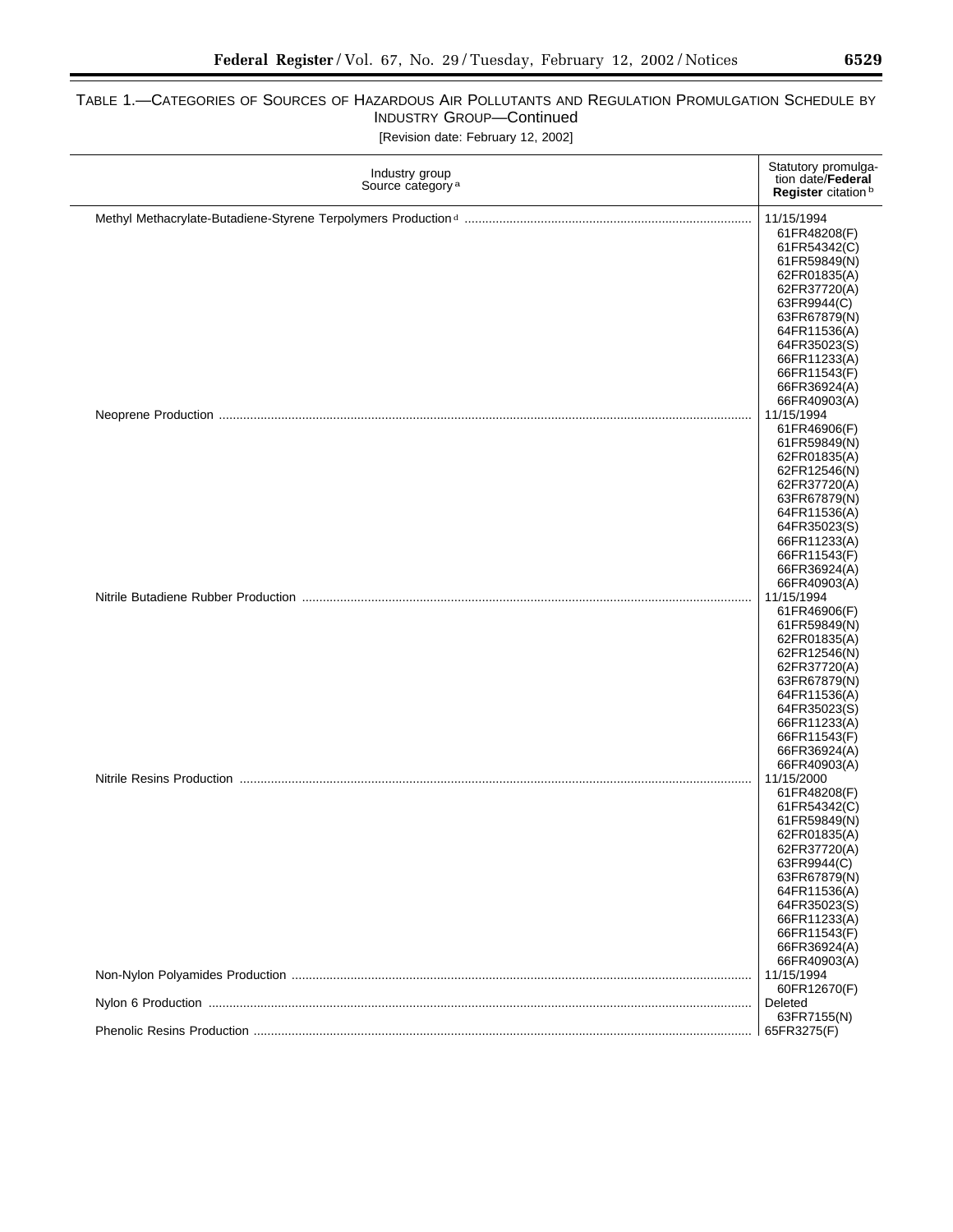TABLE 1.—CATEGORIES OF SOURCES OF HAZARDOUS AIR POLLUTANTS AND REGULATION PROMULGATION SCHEDULE BY INDUSTRY GROUP—Continued

[Revision date: February 12, 2002]

| Industry group Source category [a] | Statutory promulgation date/**Federal Register** citation [b] |
|---|---|
| Methyl Methacrylate-Butadiene-Styrene Terpolymers Production [d] | 11/15/1994<br>61FR48208(F)<br>61FR54342(C)<br>61FR59849(N)<br>62FR01835(A)<br>62FR37720(A)<br>63FR9944(C)<br>63FR67879(N)<br>64FR11536(A)<br>64FR35023(S)<br>66FR11233(A)<br>66FR11543(F)<br>66FR36924(A)<br>66FR40903(A) |
| Neoprene Production | 11/15/1994<br>61FR46906(F)<br>61FR59849(N)<br>62FR01835(A)<br>62FR12546(N)<br>62FR37720(A)<br>63FR67879(N)<br>64FR11536(A)<br>64FR35023(S)<br>66FR11233(A)<br>66FR11543(F)<br>66FR36924(A)<br>66FR40903(A) |
| Nitrile Butadiene Rubber Production | 11/15/1994<br>61FR46906(F)<br>61FR59849(N)<br>62FR01835(A)<br>62FR12546(N)<br>62FR37720(A)<br>63FR67879(N)<br>64FR11536(A)<br>64FR35023(S)<br>66FR11233(A)<br>66FR11543(F)<br>66FR36924(A)<br>66FR40903(A) |
| Nitrile Resins Production | 11/15/2000<br>61FR48208(F)<br>61FR54342(C)<br>61FR59849(N)<br>62FR01835(A)<br>62FR37720(A)<br>63FR9944(C)<br>63FR67879(N)<br>64FR11536(A)<br>64FR35023(S)<br>66FR11233(A)<br>66FR11543(F)<br>66FR36924(A)<br>66FR40903(A) |
| Non-Nylon Polyamides Production | 11/15/1994<br>60FR12670(F) |
| Nylon 6 Production | Deleted<br>63FR7155(N) |
| Phenolic Resins Production | 65FR3275(F) |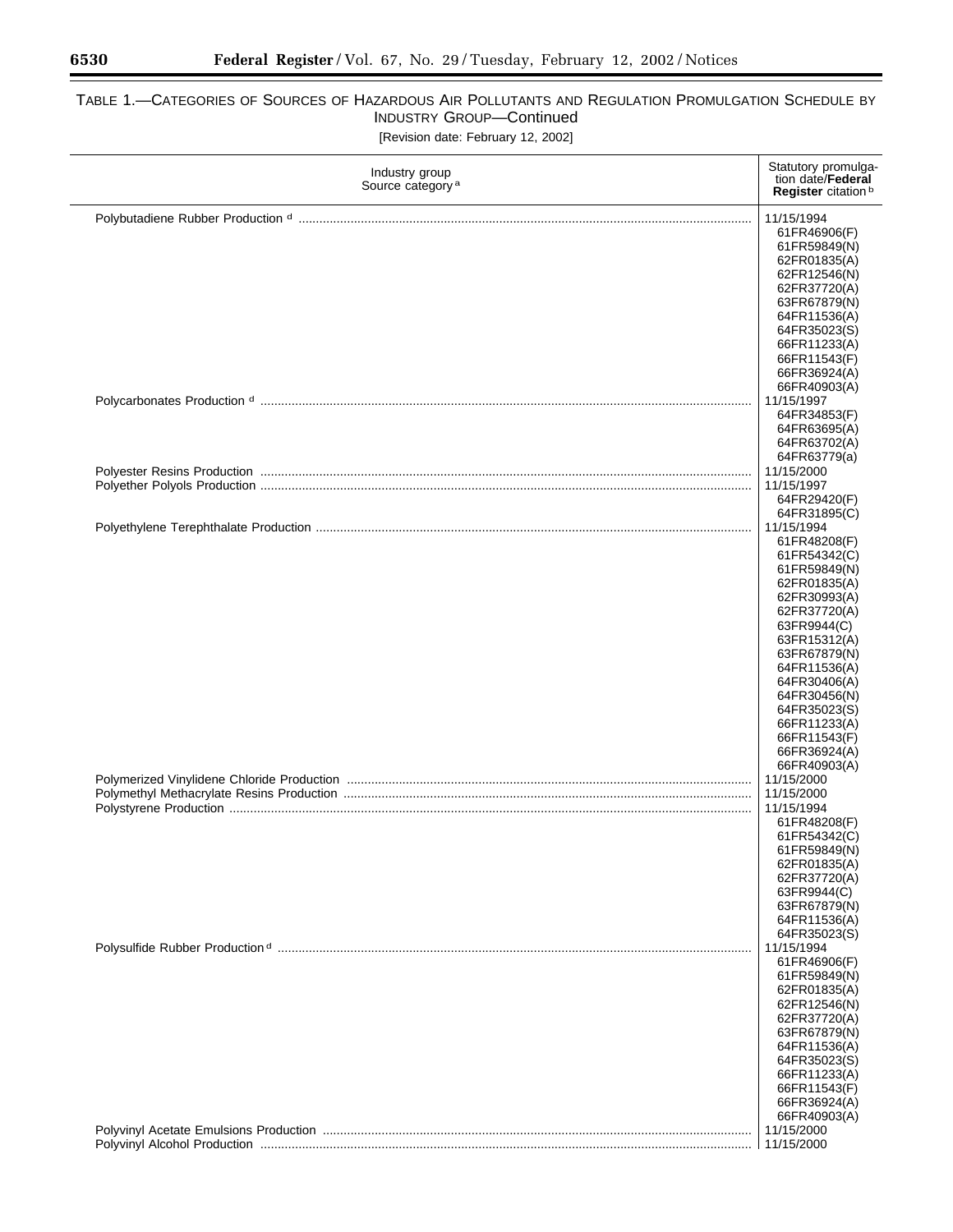TABLE 1.—CATEGORIES OF SOURCES OF HAZARDOUS AIR POLLUTANTS AND REGULATION PROMULGATION SCHEDULE BY INDUSTRY GROUP—Continued

[Revision date: February 12, 2002]

| Industry group Source category [a] | Statutory promulgation date/**Federal Register** citation [b] |
| --- | --- |
| Polybutadiene Rubber Production [d] | 11/15/1994<br>61FR46906(F)<br>61FR59849(N)<br>62FR01835(A)<br>62FR12546(N)<br>62FR37720(A)<br>63FR67879(N)<br>64FR11536(A)<br>64FR35023(S)<br>66FR11233(A)<br>66FR11543(F)<br>66FR36924(A)<br>66FR40903(A) |
| Polycarbonates Production [d] | 11/15/1997<br>64FR34853(F)<br>64FR63695(A)<br>64FR63702(A)<br>64FR63779(a) |
| Polyester Resins Production | 11/15/2000 |
| Polyether Polyols Production | 11/15/1997<br>64FR29420(F)<br>64FR31895(C) |
| Polyethylene Terephthalate Production | 11/15/1994<br>61FR48208(F)<br>61FR54342(C)<br>61FR59849(N)<br>62FR01835(A)<br>62FR30993(A)<br>62FR37720(A)<br>63FR9944(C)<br>63FR15312(A)<br>63FR67879(N)<br>64FR11536(A)<br>64FR30406(A)<br>64FR30456(N)<br>64FR35023(S)<br>66FR11233(A)<br>66FR11543(F)<br>66FR36924(A)<br>66FR40903(A) |
| Polymerized Vinylidene Chloride Production | 11/15/2000 |
| Polymethyl Methacrylate Resins Production | 11/15/2000 |
| Polystyrene Production | 11/15/1994<br>61FR48208(F)<br>61FR54342(C)<br>61FR59849(N)<br>62FR01835(A)<br>62FR37720(A)<br>63FR9944(C)<br>63FR67879(N)<br>64FR11536(A)<br>64FR35023(S) |
| Polysulfide Rubber Production [d] | 11/15/1994<br>61FR46906(F)<br>61FR59849(N)<br>62FR01835(A)<br>62FR12546(N)<br>62FR37720(A)<br>63FR67879(N)<br>64FR11536(A)<br>64FR35023(S)<br>66FR11233(A)<br>66FR11543(F)<br>66FR36924(A)<br>66FR40903(A) |
| Polyvinyl Acetate Emulsions Production | 11/15/2000 |
| Polyvinyl Alcohol Production | 11/15/2000 |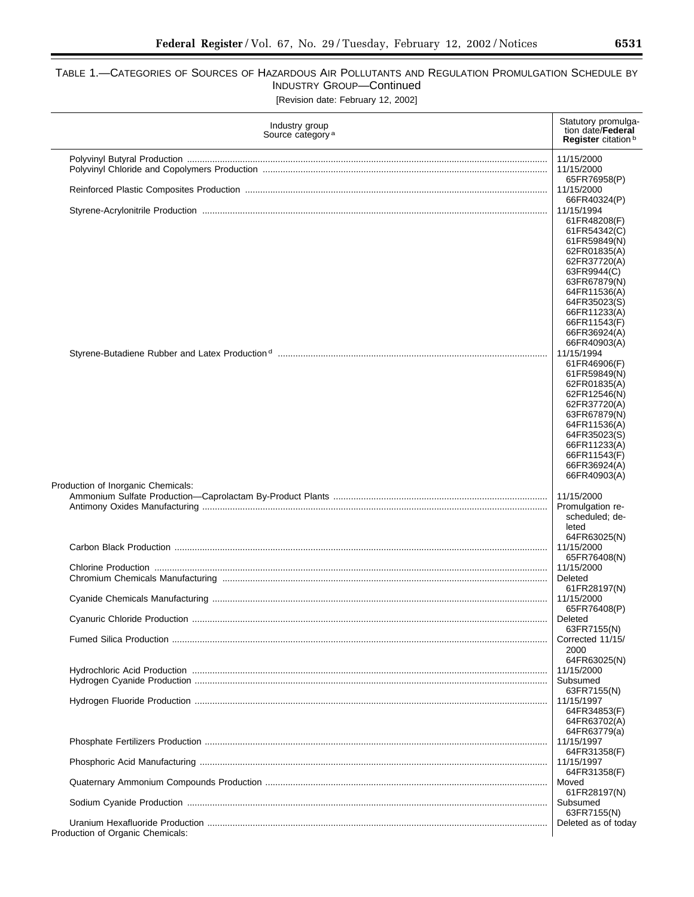TABLE 1.—CATEGORIES OF SOURCES OF HAZARDOUS AIR POLLUTANTS AND REGULATION PROMULGATION SCHEDULE BY INDUSTRY GROUP—Continued

[Revision date: February 12, 2002]

| Industry group Source category [a] | Statutory promulgation date/**Federal Register** citation [b] |
|---|---|
| Polyvinyl Butyral Production | 11/15/2000 |
| Polyvinyl Chloride and Copolymers Production | 11/15/2000<br>65FR76958(P) |
| Reinforced Plastic Composites Production | 11/15/2000<br>66FR40324(P) |
| Styrene-Acrylonitrile Production | 11/15/1994<br>61FR48208(F)<br>61FR54342(C)<br>61FR59849(N)<br>62FR01835(A)<br>62FR37720(A)<br>63FR9944(C)<br>63FR67879(N)<br>64FR11536(A)<br>64FR35023(S)<br>66FR11233(A)<br>66FR11543(F)<br>66FR36924(A)<br>66FR40903(A) |
| Styrene-Butadiene Rubber and Latex Production [d] | 11/15/1994<br>61FR46906(F)<br>61FR59849(N)<br>62FR01835(A)<br>62FR12546(N)<br>62FR37720(A)<br>63FR67879(N)<br>64FR11536(A)<br>64FR35023(S)<br>66FR11233(A)<br>66FR11543(F)<br>66FR36924(A)<br>66FR40903(A) |
| Production of Inorganic Chemicals: | |
| Ammonium Sulfate Production—Caprolactam By-Product Plants | 11/15/2000 |
| Antimony Oxides Manufacturing | Promulgation rescheduled; deleted<br>64FR63025(N) |
| Carbon Black Production | 11/15/2000<br>65FR76408(N) |
| Chlorine Production | 11/15/2000 |
| Chromium Chemicals Manufacturing | Deleted<br>61FR28197(N) |
| Cyanide Chemicals Manufacturing | 11/15/2000<br>65FR76408(P) |
| Cyanuric Chloride Production | Deleted<br>63FR7155(N) |
| Fumed Silica Production | Corrected 11/15/2000<br>64FR63025(N) |
| Hydrochloric Acid Production | 11/15/2000 |
| Hydrogen Cyanide Production | Subsumed<br>63FR7155(N) |
| Hydrogen Fluoride Production | 11/15/1997<br>64FR34853(F)<br>64FR63702(A)<br>64FR63779(a) |
| Phosphate Fertilizers Production | 11/15/1997<br>64FR31358(F) |
| Phosphoric Acid Manufacturing | 11/15/1997<br>64FR31358(F) |
| Quaternary Ammonium Compounds Production | Moved<br>61FR28197(N) |
| Sodium Cyanide Production | Subsumed<br>63FR7155(N) |
| Uranium Hexafluoride Production | Deleted as of today |
| Production of Organic Chemicals: | |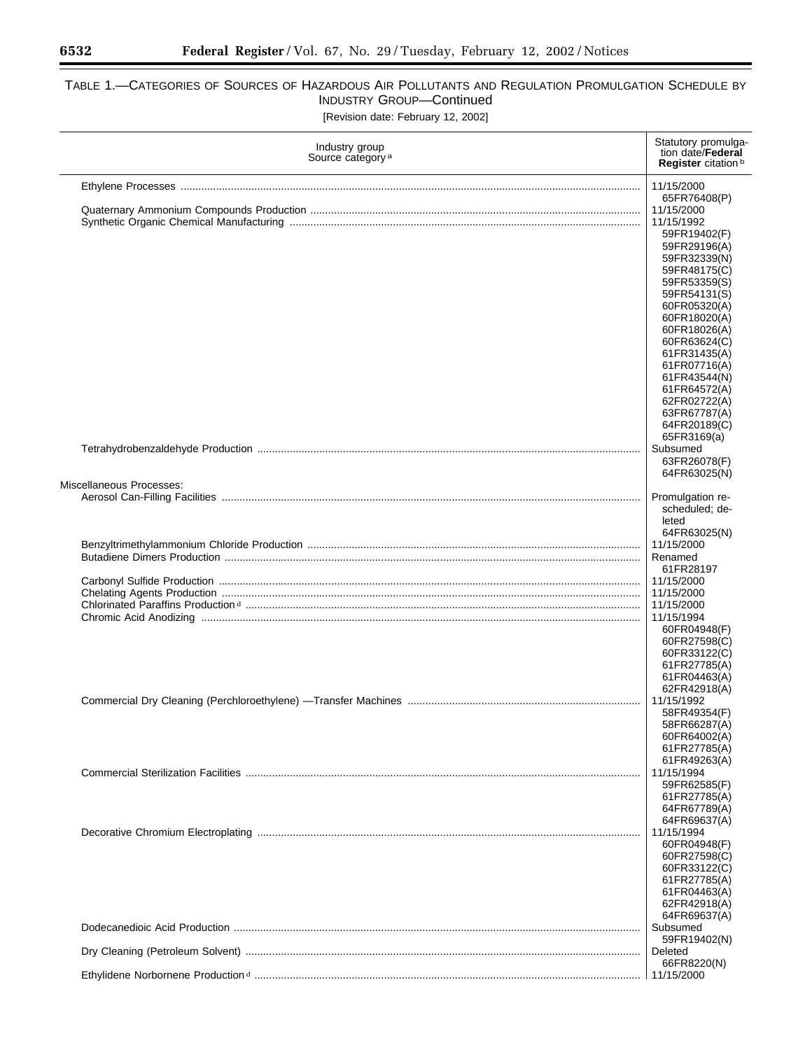TABLE 1.—CATEGORIES OF SOURCES OF HAZARDOUS AIR POLLUTANTS AND REGULATION PROMULGATION SCHEDULE BY INDUSTRY GROUP—Continued

[Revision date: February 12, 2002]

| Industry group<br>Source category [a] | Statutory promulgation date/**Federal Register** citation [b] |
|---|---|
| Ethylene Processes | 11/15/2000<br>65FR76408(P) |
| Quaternary Ammonium Compounds Production | 11/15/2000 |
| Synthetic Organic Chemical Manufacturing | 11/15/1992<br>59FR19402(F)<br>59FR29196(A)<br>59FR32339(N)<br>59FR48175(C)<br>59FR53359(S)<br>59FR54131(S)<br>60FR05320(A)<br>60FR18020(A)<br>60FR18026(A)<br>60FR63624(C)<br>61FR31435(A)<br>61FR07716(A)<br>61FR43544(N)<br>61FR64572(A)<br>62FR02722(A)<br>63FR67787(A)<br>64FR20189(C)<br>65FR3169(a) |
| Tetrahydrobenzaldehyde Production | Subsumed<br>63FR26078(F)<br>64FR63025(N) |
| Miscellaneous Processes: | |
| Aerosol Can-Filling Facilities | Promulgation rescheduled; deleted<br>64FR63025(N) |
| Benzyltrimethylammonium Chloride Production | 11/15/2000 |
| Butadiene Dimers Production | Renamed<br>61FR28197 |
| Carbonyl Sulfide Production | 11/15/2000 |
| Chelating Agents Production | 11/15/2000 |
| Chlorinated Paraffins Production [d] | 11/15/2000 |
| Chromic Acid Anodizing | 11/15/1994<br>60FR04948(F)<br>60FR27598(C)<br>60FR33122(C)<br>61FR27785(A)<br>61FR04463(A)<br>62FR42918(A) |
| Commercial Dry Cleaning (Perchloroethylene) —Transfer Machines | 11/15/1992<br>58FR49354(F)<br>58FR66287(A)<br>60FR64002(A)<br>61FR27785(A)<br>61FR49263(A) |
| Commercial Sterilization Facilities | 11/15/1994<br>59FR62585(F)<br>61FR27785(A)<br>64FR67789(A)<br>64FR69637(A) |
| Decorative Chromium Electroplating | 11/15/1994<br>60FR04948(F)<br>60FR27598(C)<br>60FR33122(C)<br>61FR27785(A)<br>61FR04463(A)<br>62FR42918(A)<br>64FR69637(A) |
| Dodecanedioic Acid Production | Subsumed<br>59FR19402(N) |
| Dry Cleaning (Petroleum Solvent) | Deleted<br>66FR8220(N) |
| Ethylidene Norbornene Production [d] | 11/15/2000 |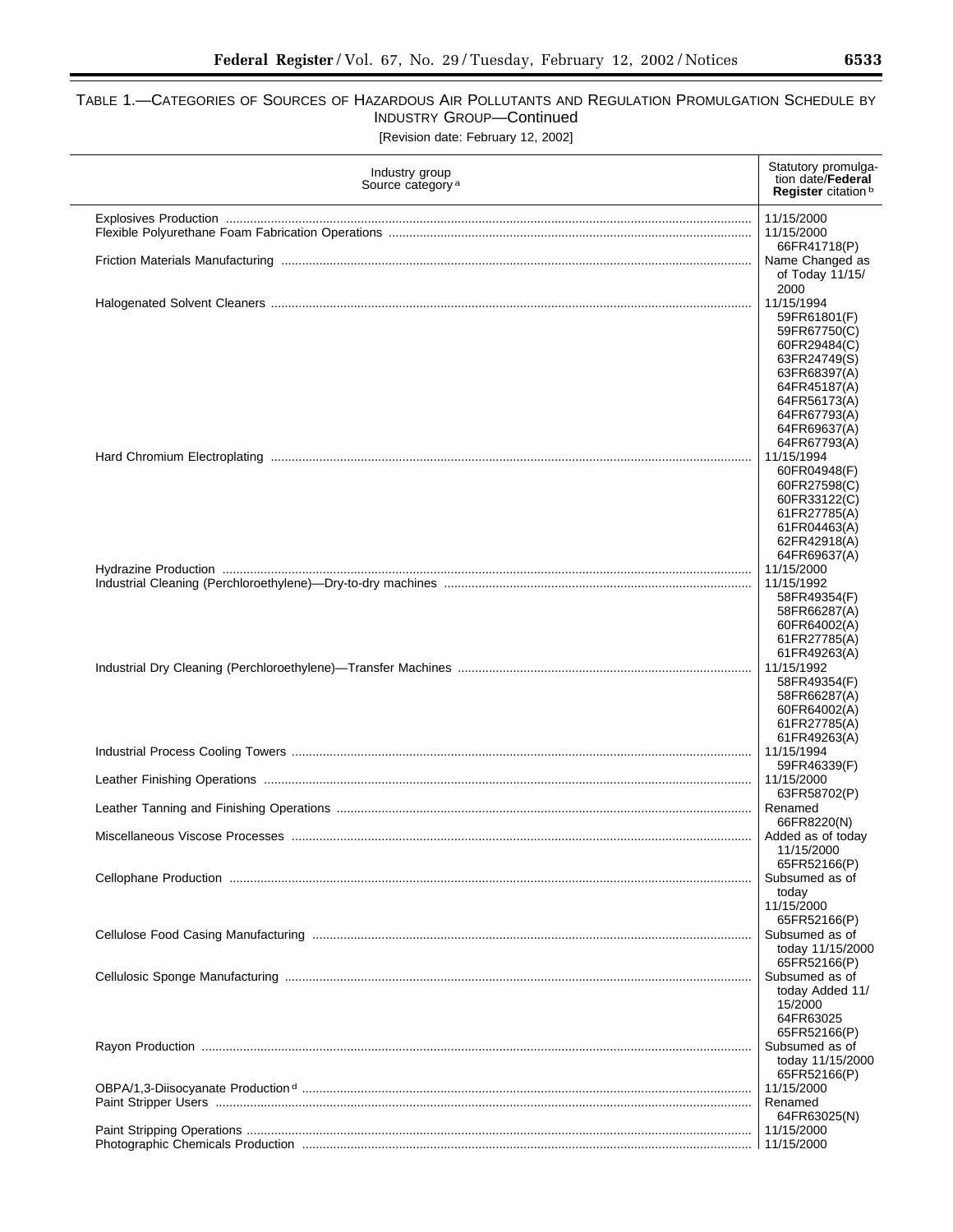# TABLE 1.—CATEGORIES OF SOURCES OF HAZARDOUS AIR POLLUTANTS AND REGULATION PROMULGATION SCHEDULE BY INDUSTRY GROUP—Continued

[Revision date: February 12, 2002]

| Industry group<br>Source category [a] | Statutory promulgation date/**Federal Register** citation [b] |
|---|---|
| Explosives Production | 11/15/2000 |
| Flexible Polyurethane Foam Fabrication Operations | 11/15/2000<br>66FR41718(P) |
| Friction Materials Manufacturing | Name Changed as of Today 11/15/2000 |
| Halogenated Solvent Cleaners | 11/15/1994<br>59FR61801(F)<br>59FR67750(C)<br>60FR29484(C)<br>63FR24749(S)<br>63FR68397(A)<br>64FR45187(A)<br>64FR56173(A)<br>64FR67793(A)<br>64FR69637(A)<br>64FR67793(A) |
| Hard Chromium Electroplating | 11/15/1994<br>60FR04948(F)<br>60FR27598(C)<br>60FR33122(C)<br>61FR27785(A)<br>61FR04463(A)<br>62FR42918(A)<br>64FR69637(A) |
| Hydrazine Production | 11/15/2000 |
| Industrial Cleaning (Perchloroethylene)—Dry-to-dry machines | 11/15/1992<br>58FR49354(F)<br>58FR66287(A)<br>60FR64002(A)<br>61FR27785(A)<br>61FR49263(A) |
| Industrial Dry Cleaning (Perchloroethylene)—Transfer Machines | 11/15/1992<br>58FR49354(F)<br>58FR66287(A)<br>60FR64002(A)<br>61FR27785(A)<br>61FR49263(A) |
| Industrial Process Cooling Towers | 11/15/1994<br>59FR46339(F) |
| Leather Finishing Operations | 11/15/2000<br>63FR58702(P) |
| Leather Tanning and Finishing Operations | Renamed<br>66FR8220(N) |
| Miscellaneous Viscose Processes | Added as of today<br>11/15/2000<br>65FR52166(P) |
| Cellophane Production | Subsumed as of today<br>11/15/2000<br>65FR52166(P) |
| Cellulose Food Casing Manufacturing | Subsumed as of today 11/15/2000<br>65FR52166(P) |
| Cellulosic Sponge Manufacturing | Subsumed as of today Added 11/15/2000<br>64FR63025<br>65FR52166(P) |
| Rayon Production | Subsumed as of today 11/15/2000<br>65FR52166(P) |
| OBPA/1,3-Diisocyanate Production [d] | 11/15/2000 |
| Paint Stripper Users | Renamed<br>64FR63025(N) |
| Paint Stripping Operations | 11/15/2000 |
| Photographic Chemicals Production | 11/15/2000 |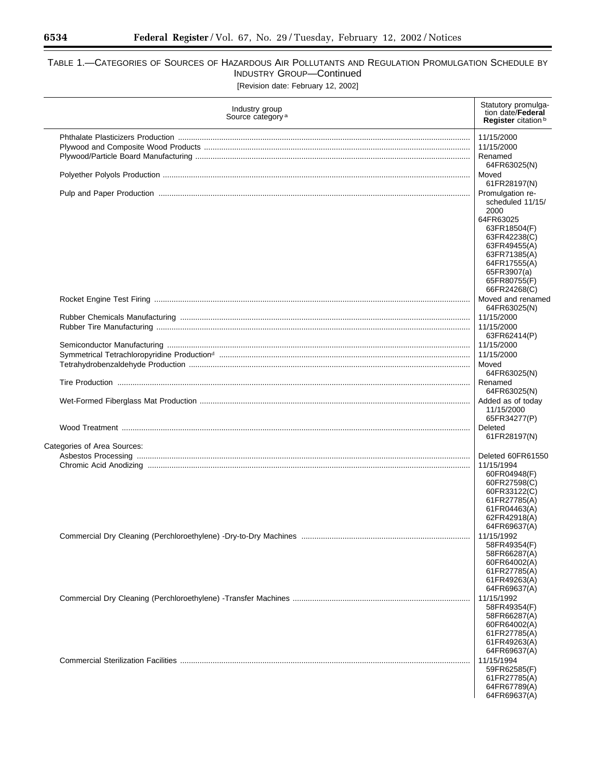TABLE 1.—CATEGORIES OF SOURCES OF HAZARDOUS AIR POLLUTANTS AND REGULATION PROMULGATION SCHEDULE BY INDUSTRY GROUP—Continued

[Revision date: February 12, 2002]

| Industry group<br>Source category [a] | Statutory promulgation date/**Federal Register** citation [b] |
|---|---|
| Phthalate Plasticizers Production | 11/15/2000 |
| Plywood and Composite Wood Products | 11/15/2000 |
| Plywood/Particle Board Manufacturing | Renamed<br>64FR63025(N) |
| Polyether Polyols Production | Moved<br>61FR28197(N) |
| Pulp and Paper Production | Promulgation rescheduled 11/15/2000<br>64FR63025<br>63FR18504(F)<br>63FR42238(C)<br>63FR49455(A)<br>63FR71385(A)<br>64FR17555(A)<br>65FR3907(a)<br>65FR80755(F)<br>66FR24268(C) |
| Rocket Engine Test Firing | Moved and renamed<br>64FR63025(N) |
| Rubber Chemicals Manufacturing | 11/15/2000 |
| Rubber Tire Manufacturing | 11/15/2000<br>63FR62414(P) |
| Semiconductor Manufacturing | 11/15/2000 |
| Symmetrical Tetrachloropyridine Production[d] | 11/15/2000 |
| Tetrahydrobenzaldehyde Production | Moved<br>64FR63025(N) |
| Tire Production | Renamed<br>64FR63025(N) |
| Wet-Formed Fiberglass Mat Production | Added as of today<br>11/15/2000<br>65FR34277(P) |
| Wood Treatment | Deleted<br>61FR28197(N) |
| Categories of Area Sources: | |
| Asbestos Processing | Deleted 60FR61550 |
| Chromic Acid Anodizing | 11/15/1994<br>60FR04948(F)<br>60FR27598(C)<br>60FR33122(C)<br>61FR27785(A)<br>61FR04463(A)<br>62FR42918(A)<br>64FR69637(A) |
| Commercial Dry Cleaning (Perchloroethylene) -Dry-to-Dry Machines | 11/15/1992<br>58FR49354(F)<br>58FR66287(A)<br>60FR64002(A)<br>61FR27785(A)<br>61FR49263(A)<br>64FR69637(A) |
| Commercial Dry Cleaning (Perchloroethylene) -Transfer Machines | 11/15/1992<br>58FR49354(F)<br>58FR66287(A)<br>60FR64002(A)<br>61FR27785(A)<br>61FR49263(A)<br>64FR69637(A) |
| Commercial Sterilization Facilities | 11/15/1994<br>59FR62585(F)<br>61FR27785(A)<br>64FR67789(A)<br>64FR69637(A) |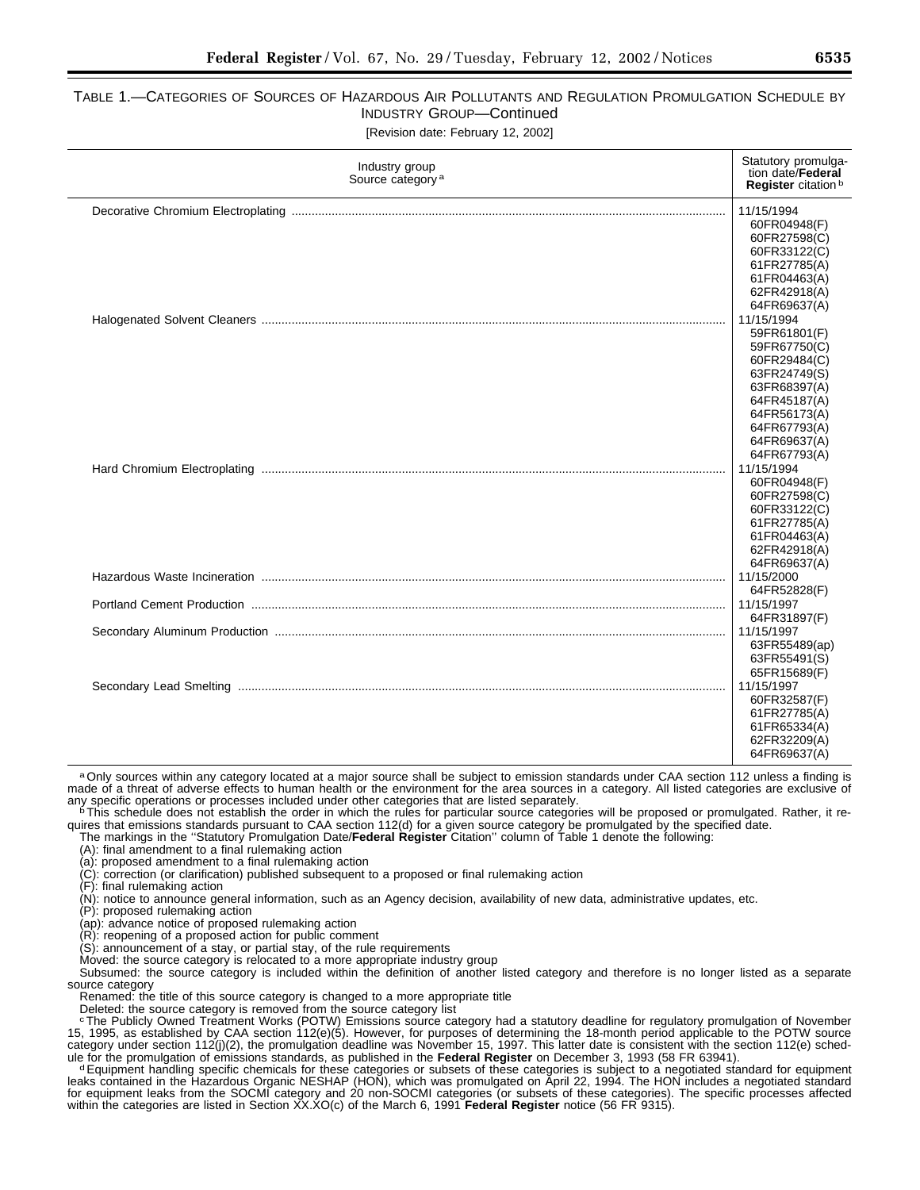TABLE 1.—CATEGORIES OF SOURCES OF HAZARDOUS AIR POLLUTANTS AND REGULATION PROMULGATION SCHEDULE BY INDUSTRY GROUP—Continued

[Revision date: February 12, 2002]

| Industry group Source category [a] | Statutory promulgation date/**Federal Register** citation [b] |
|---|---|
| Decorative Chromium Electroplating | 11/15/1994<br>60FR04948(F)<br>60FR27598(C)<br>60FR33122(C)<br>61FR27785(A)<br>61FR04463(A)<br>62FR42918(A)<br>64FR69637(A) |
| Halogenated Solvent Cleaners | 11/15/1994<br>59FR61801(F)<br>59FR67750(C)<br>60FR29484(C)<br>63FR24749(S)<br>63FR68397(A)<br>64FR45187(A)<br>64FR56173(A)<br>64FR67793(A)<br>64FR69637(A)<br>64FR67793(A) |
| Hard Chromium Electroplating | 11/15/1994<br>60FR04948(F)<br>60FR27598(C)<br>60FR33122(C)<br>61FR27785(A)<br>61FR04463(A)<br>62FR42918(A)<br>64FR69637(A) |
| Hazardous Waste Incineration | 11/15/2000<br>64FR52828(F) |
| Portland Cement Production | 11/15/1997<br>64FR31897(F) |
| Secondary Aluminum Production | 11/15/1997<br>63FR55489(ap)<br>63FR55491(S)<br>65FR15689(F) |
| Secondary Lead Smelting | 11/15/1997<br>60FR32587(F)<br>61FR27785(A)<br>61FR65334(A)<br>62FR32209(A)<br>64FR69637(A) |

[a] Only sources within any category located at a major source shall be subject to emission standards under CAA section 112 unless a finding is made of a threat of adverse effects to human health or the environment for the area sources in a category. All listed categories are exclusive of any specific operations or processes included under other categories that are listed separately.

[b] This schedule does not establish the order in which the rules for particular source categories will be proposed or promulgated. Rather, it requires that emissions standards pursuant to CAA section 112(d) for a given source category be promulgated by the specified date.

The markings in the ''Statutory Promulgation Date/**Federal Register** Citation'' column of Table 1 denote the following:

(A): final amendment to a final rulemaking action
(a): proposed amendment to a final rulemaking action
(C): correction (or clarification) published subsequent to a proposed or final rulemaking action
(F): final rulemaking action
(N): notice to announce general information, such as an Agency decision, availability of new data, administrative updates, etc.
(P): proposed rulemaking action
(ap): advance notice of proposed rulemaking action
(R): reopening of a proposed action for public comment
(S): announcement of a stay, or partial stay, of the rule requirements
Moved: the source category is relocated to a more appropriate industry group
Subsumed: the source category is included within the definition of another listed category and therefore is no longer listed as a separate source category
Renamed: the title of this source category is changed to a more appropriate title
Deleted: the source category is removed from the source category list

[c] The Publicly Owned Treatment Works (POTW) Emissions source category had a statutory deadline for regulatory promulgation of November 15, 1995, as established by CAA section 112(e)(5). However, for purposes of determining the 18-month period applicable to the POTW source category under section 112(j)(2), the promulgation deadline was November 15, 1997. This latter date is consistent with the section 112(e) schedule for the promulgation of emissions standards, as published in the **Federal Register** on December 3, 1993 (58 FR 63941).

[d] Equipment handling specific chemicals for these categories or subsets of these categories is subject to a negotiated standard for equipment leaks contained in the Hazardous Organic NESHAP (HON), which was promulgated on April 22, 1994. The HON includes a negotiated standard for equipment leaks from the SOCMI category and 20 non-SOCMI categories (or subsets of these categories). The specific processes affected within the categories are listed in Section XX.XO(c) of the March 6, 1991 **Federal Register** notice (56 FR 9315).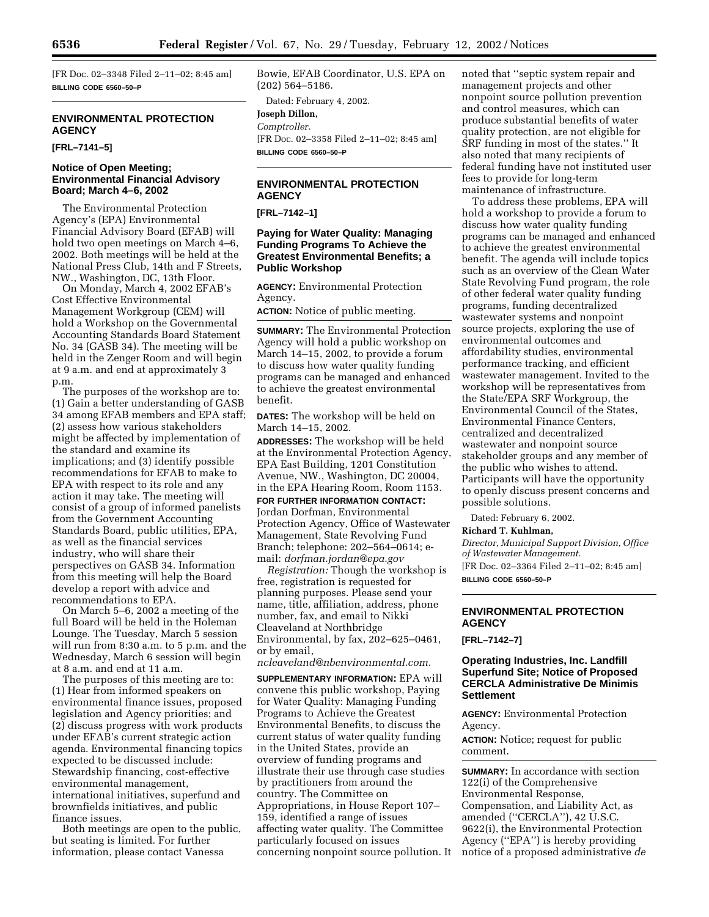[FR Doc. 02–3348 Filed 2–11–02; 8:45 am]

**BILLING CODE 6560–50–P**

## ENVIRONMENTAL PROTECTION AGENCY

**[FRL–7141–5]**

### Notice of Open Meeting; Environmental Financial Advisory Board; March 4–6, 2002

The Environmental Protection Agency's (EPA) Environmental Financial Advisory Board (EFAB) will hold two open meetings on March 4–6, 2002. Both meetings will be held at the National Press Club, 14th and F Streets, NW., Washington, DC, 13th Floor.

On Monday, March 4, 2002 EFAB's Cost Effective Environmental Management Workgroup (CEM) will hold a Workshop on the Governmental Accounting Standards Board Statement No. 34 (GASB 34). The meeting will be held in the Zenger Room and will begin at 9 a.m. and end at approximately 3 p.m.

The purposes of the workshop are to: (1) Gain a better understanding of GASB 34 among EFAB members and EPA staff; (2) assess how various stakeholders might be affected by implementation of the standard and examine its implications; and (3) identify possible recommendations for EFAB to make to EPA with respect to its role and any action it may take. The meeting will consist of a group of informed panelists from the Government Accounting Standards Board, public utilities, EPA, as well as the financial services industry, who will share their perspectives on GASB 34. Information from this meeting will help the Board develop a report with advice and recommendations to EPA.

On March 5–6, 2002 a meeting of the full Board will be held in the Holeman Lounge. The Tuesday, March 5 session will run from 8:30 a.m. to 5 p.m. and the Wednesday, March 6 session will begin at 8 a.m. and end at 11 a.m.

The purposes of this meeting are to: (1) Hear from informed speakers on environmental finance issues, proposed legislation and Agency priorities; and (2) discuss progress with work products under EFAB's current strategic action agenda. Environmental financing topics expected to be discussed include: Stewardship financing, cost-effective environmental management, international initiatives, superfund and brownfields initiatives, and public finance issues.

Both meetings are open to the public, but seating is limited. For further information, please contact Vanessa Bowie, EFAB Coordinator, U.S. EPA on (202) 564–5186.

Dated: February 4, 2002.

**Joseph Dillon,**

*Comptroller.*

[FR Doc. 02–3358 Filed 2–11–02; 8:45 am]

**BILLING CODE 6560–50–P**

## ENVIRONMENTAL PROTECTION AGENCY

**[FRL–7142–1]**

### Paying for Water Quality: Managing Funding Programs To Achieve the Greatest Environmental Benefits; a Public Workshop

**AGENCY:** Environmental Protection Agency.

**ACTION:** Notice of public meeting.

**SUMMARY:** The Environmental Protection Agency will hold a public workshop on March 14–15, 2002, to provide a forum to discuss how water quality funding programs can be managed and enhanced to achieve the greatest environmental benefit.

**DATES:** The workshop will be held on March 14–15, 2002.

**ADDRESSES:** The workshop will be held at the Environmental Protection Agency, EPA East Building, 1201 Constitution Avenue, NW., Washington, DC 20004, in the EPA Hearing Room, Room 1153.

**FOR FURTHER INFORMATION CONTACT:** Jordan Dorfman, Environmental Protection Agency, Office of Wastewater Management, State Revolving Fund Branch; telephone: 202–564–0614; e-mail: *dorfman.jordan@epa.gov*

*Registration:* Though the workshop is free, registration is requested for planning purposes. Please send your name, title, affiliation, address, phone number, fax, and email to Nikki Cleaveland at Northbridge Environmental, by fax, 202–625–0461, or by email, *ncleaveland@nbenvironmental.com.*

**SUPPLEMENTARY INFORMATION:** EPA will convene this public workshop, Paying for Water Quality: Managing Funding Programs to Achieve the Greatest Environmental Benefits, to discuss the current status of water quality funding in the United States, provide an overview of funding programs and illustrate their use through case studies by practitioners from around the country. The Committee on Appropriations, in House Report 107–159, identified a range of issues affecting water quality. The Committee particularly focused on issues concerning nonpoint source pollution. It noted that ''septic system repair and management projects and other nonpoint source pollution prevention and control measures, which can produce substantial benefits of water quality protection, are not eligible for SRF funding in most of the states.'' It also noted that many recipients of federal funding have not instituted user fees to provide for long-term maintenance of infrastructure.

To address these problems, EPA will hold a workshop to provide a forum to discuss how water quality funding programs can be managed and enhanced to achieve the greatest environmental benefit. The agenda will include topics such as an overview of the Clean Water State Revolving Fund program, the role of other federal water quality funding programs, funding decentralized wastewater systems and nonpoint source projects, exploring the use of environmental outcomes and affordability studies, environmental performance tracking, and efficient wastewater management. Invited to the workshop will be representatives from the State/EPA SRF Workgroup, the Environmental Council of the States, Environmental Finance Centers, centralized and decentralized wastewater and nonpoint source stakeholder groups and any member of the public who wishes to attend. Participants will have the opportunity to openly discuss present concerns and possible solutions.

Dated: February 6, 2002.

**Richard T. Kuhlman,**

*Director, Municipal Support Division, Office of Wastewater Management.*

[FR Doc. 02–3364 Filed 2–11–02; 8:45 am]

**BILLING CODE 6560–50–P**

## ENVIRONMENTAL PROTECTION AGENCY

**[FRL–7142–7]**

### Operating Industries, Inc. Landfill Superfund Site; Notice of Proposed CERCLA Administrative De Minimis Settlement

**AGENCY:** Environmental Protection Agency.

**ACTION:** Notice; request for public comment.

**SUMMARY:** In accordance with section 122(i) of the Comprehensive Environmental Response, Compensation, and Liability Act, as amended (''CERCLA''), 42 U.S.C. 9622(i), the Environmental Protection Agency (''EPA'') is hereby providing notice of a proposed administrative *de*